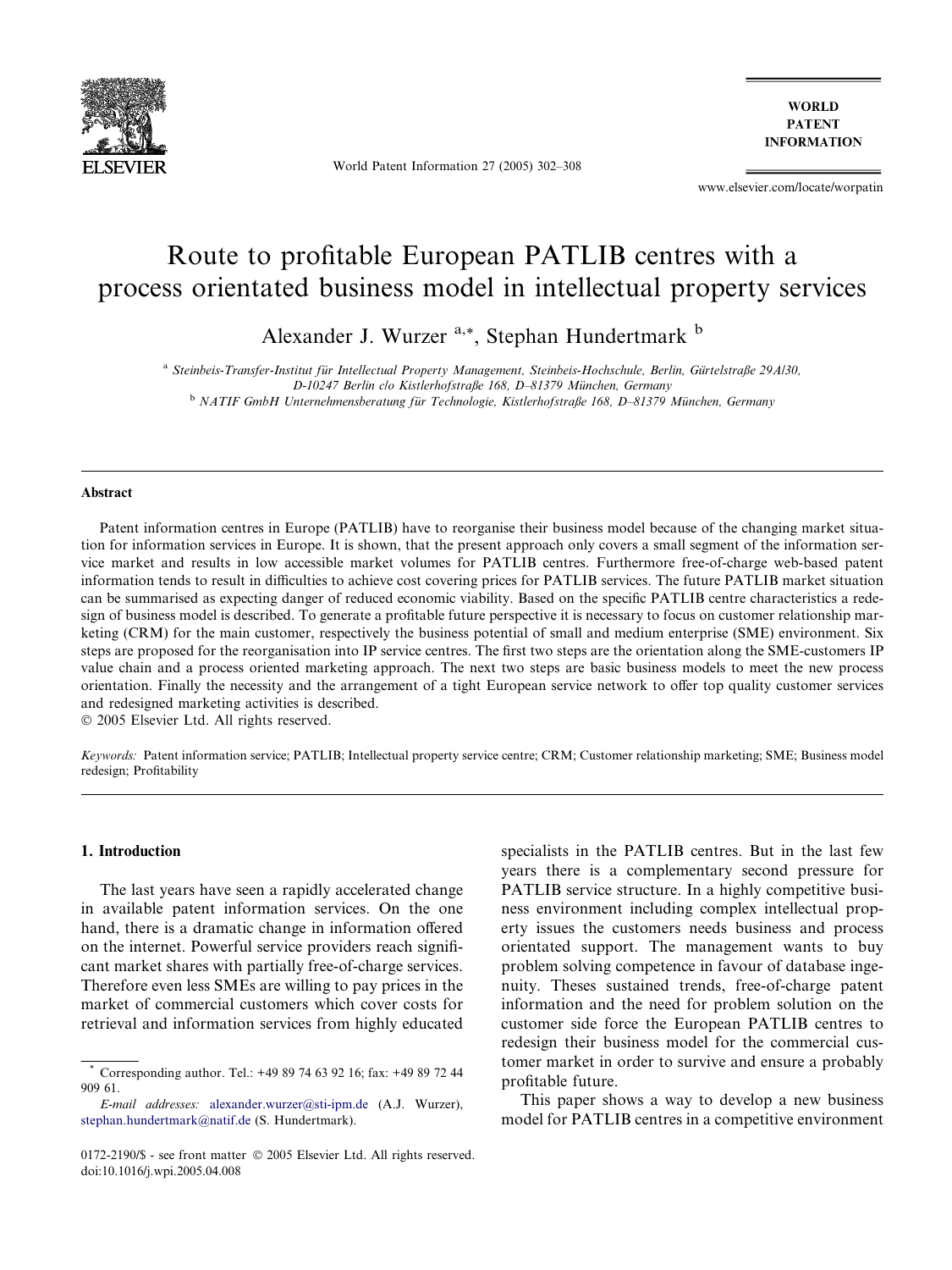# Route to profitable European PATLIB centres with a process orientated business model in intellectual property services

Alexander J. Wurzer [a,*], Stephan Hundertmark [b]

[a] Steinbeis-Transfer-Institut für Intellectual Property Management, Steinbeis-Hochschule, Berlin, Gürtelstraße 29A/30, D-10247 Berlin c/o Kistlerhofstraße 168, D–81379 München, Germany

[b] NATIF GmbH Unternehmensberatung für Technologie, Kistlerhofstraße 168, D–81379 München, Germany

## Abstract

Patent information centres in Europe (PATLIB) have to reorganise their business model because of the changing market situation for information services in Europe. It is shown, that the present approach only covers a small segment of the information service market and results in low accessible market volumes for PATLIB centres. Furthermore free-of-charge web-based patent information tends to result in difficulties to achieve cost covering prices for PATLIB services. The future PATLIB market situation can be summarised as expecting danger of reduced economic viability. Based on the specific PATLIB centre characteristics a redesign of business model is described. To generate a profitable future perspective it is necessary to focus on customer relationship marketing (CRM) for the main customer, respectively the business potential of small and medium enterprise (SME) environment. Six steps are proposed for the reorganisation into IP service centres. The first two steps are the orientation along the SME-customers IP value chain and a process oriented marketing approach. The next two steps are basic business models to meet the new process orientation. Finally the necessity and the arrangement of a tight European service network to offer top quality customer services and redesigned marketing activities is described.

© 2005 Elsevier Ltd. All rights reserved.

*Keywords:* Patent information service; PATLIB; Intellectual property service centre; CRM; Customer relationship marketing; SME; Business model redesign; Profitability

## 1. Introduction

The last years have seen a rapidly accelerated change in available patent information services. On the one hand, there is a dramatic change in information offered on the internet. Powerful service providers reach significant market shares with partially free-of-charge services. Therefore even less SMEs are willing to pay prices in the market of commercial customers which cover costs for retrieval and information services from highly educated specialists in the PATLIB centres. But in the last few years there is a complementary second pressure for PATLIB service structure. In a highly competitive business environment including complex intellectual property issues the customers needs business and process orientated support. The management wants to buy problem solving competence in favour of database ingenuity. Theses sustained trends, free-of-charge patent information and the need for problem solution on the customer side force the European PATLIB centres to redesign their business model for the commercial customer market in order to survive and ensure a probably profitable future.

This paper shows a way to develop a new business model for PATLIB centres in a competitive environment

\* Corresponding author. Tel.: +49 89 74 63 92 16; fax: +49 89 72 44 909 61.

*E-mail addresses:* alexander.wurzer@sti-ipm.de (A.J. Wurzer), stephan.hundertmark@natif.de (S. Hundertmark).

0172-2190/$ - see front matter © 2005 Elsevier Ltd. All rights reserved.
doi:10.1016/j.wpi.2005.04.008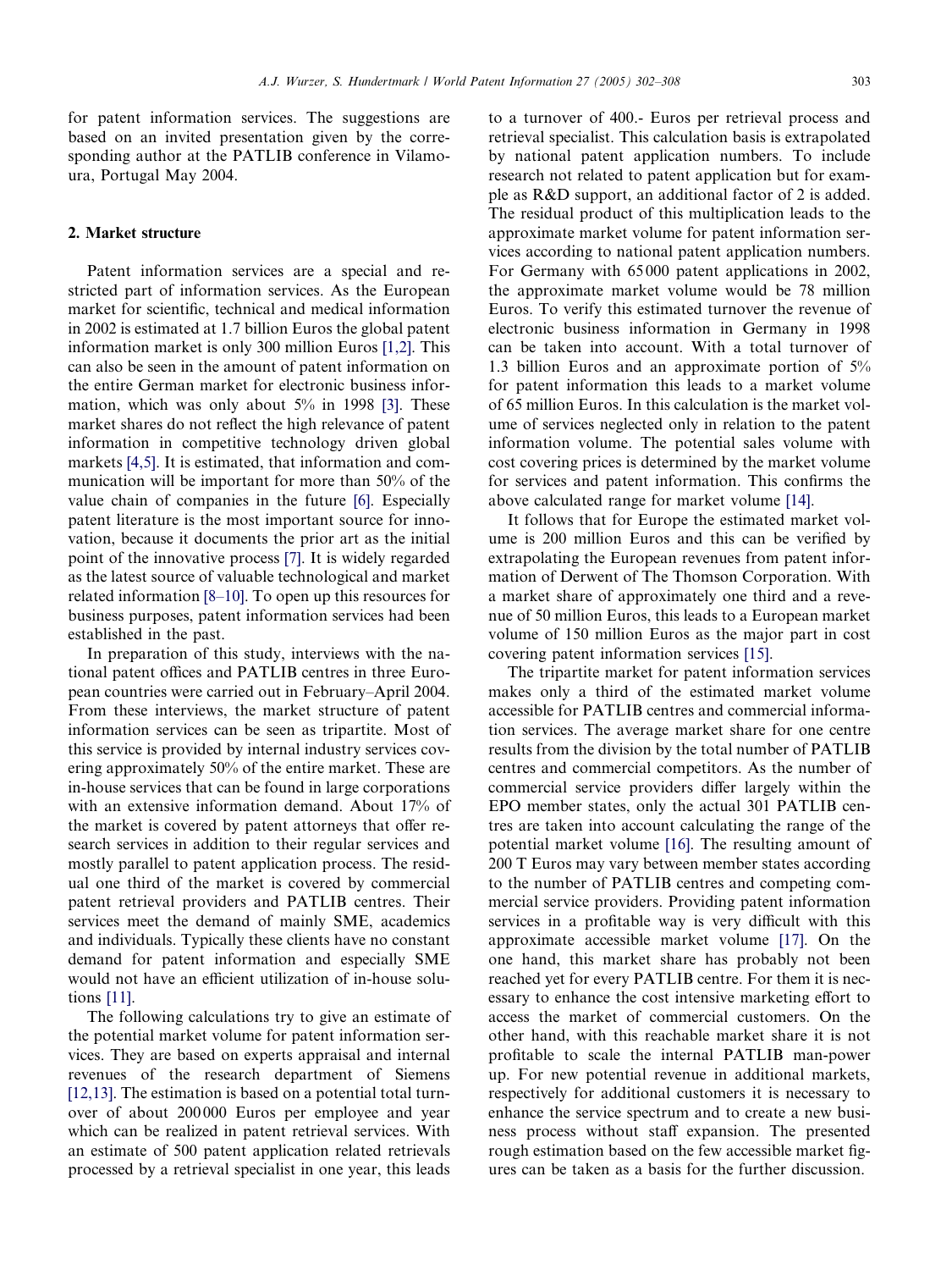for patent information services. The suggestions are based on an invited presentation given by the corresponding author at the PATLIB conference in Vilamoura, Portugal May 2004.

## 2. Market structure

Patent information services are a special and restricted part of information services. As the European market for scientific, technical and medical information in 2002 is estimated at 1.7 billion Euros the global patent information market is only 300 million Euros [1,2]. This can also be seen in the amount of patent information on the entire German market for electronic business information, which was only about 5% in 1998 [3]. These market shares do not reflect the high relevance of patent information in competitive technology driven global markets [4,5]. It is estimated, that information and communication will be important for more than 50% of the value chain of companies in the future [6]. Especially patent literature is the most important source for innovation, because it documents the prior art as the initial point of the innovative process [7]. It is widely regarded as the latest source of valuable technological and market related information [8–10]. To open up this resources for business purposes, patent information services had been established in the past.

In preparation of this study, interviews with the national patent offices and PATLIB centres in three European countries were carried out in February–April 2004. From these interviews, the market structure of patent information services can be seen as tripartite. Most of this service is provided by internal industry services covering approximately 50% of the entire market. These are in-house services that can be found in large corporations with an extensive information demand. About 17% of the market is covered by patent attorneys that offer research services in addition to their regular services and mostly parallel to patent application process. The residual one third of the market is covered by commercial patent retrieval providers and PATLIB centres. Their services meet the demand of mainly SME, academics and individuals. Typically these clients have no constant demand for patent information and especially SME would not have an efficient utilization of in-house solutions [11].

The following calculations try to give an estimate of the potential market volume for patent information services. They are based on experts appraisal and internal revenues of the research department of Siemens [12,13]. The estimation is based on a potential total turnover of about 200 000 Euros per employee and year which can be realized in patent retrieval services. With an estimate of 500 patent application related retrievals processed by a retrieval specialist in one year, this leads to a turnover of 400.- Euros per retrieval process and retrieval specialist. This calculation basis is extrapolated by national patent application numbers. To include research not related to patent application but for example as R&D support, an additional factor of 2 is added. The residual product of this multiplication leads to the approximate market volume for patent information services according to national patent application numbers. For Germany with 65 000 patent applications in 2002, the approximate market volume would be 78 million Euros. To verify this estimated turnover the revenue of electronic business information in Germany in 1998 can be taken into account. With a total turnover of 1.3 billion Euros and an approximate portion of 5% for patent information this leads to a market volume of 65 million Euros. In this calculation is the market volume of services neglected only in relation to the patent information volume. The potential sales volume with cost covering prices is determined by the market volume for services and patent information. This confirms the above calculated range for market volume [14].

It follows that for Europe the estimated market volume is 200 million Euros and this can be verified by extrapolating the European revenues from patent information of Derwent of The Thomson Corporation. With a market share of approximately one third and a revenue of 50 million Euros, this leads to a European market volume of 150 million Euros as the major part in cost covering patent information services [15].

The tripartite market for patent information services makes only a third of the estimated market volume accessible for PATLIB centres and commercial information services. The average market share for one centre results from the division by the total number of PATLIB centres and commercial competitors. As the number of commercial service providers differ largely within the EPO member states, only the actual 301 PATLIB centres are taken into account calculating the range of the potential market volume [16]. The resulting amount of 200 T Euros may vary between member states according to the number of PATLIB centres and competing commercial service providers. Providing patent information services in a profitable way is very difficult with this approximate accessible market volume [17]. On the one hand, this market share has probably not been reached yet for every PATLIB centre. For them it is necessary to enhance the cost intensive marketing effort to access the market of commercial customers. On the other hand, with this reachable market share it is not profitable to scale the internal PATLIB man-power up. For new potential revenue in additional markets, respectively for additional customers it is necessary to enhance the service spectrum and to create a new business process without staff expansion. The presented rough estimation based on the few accessible market figures can be taken as a basis for the further discussion.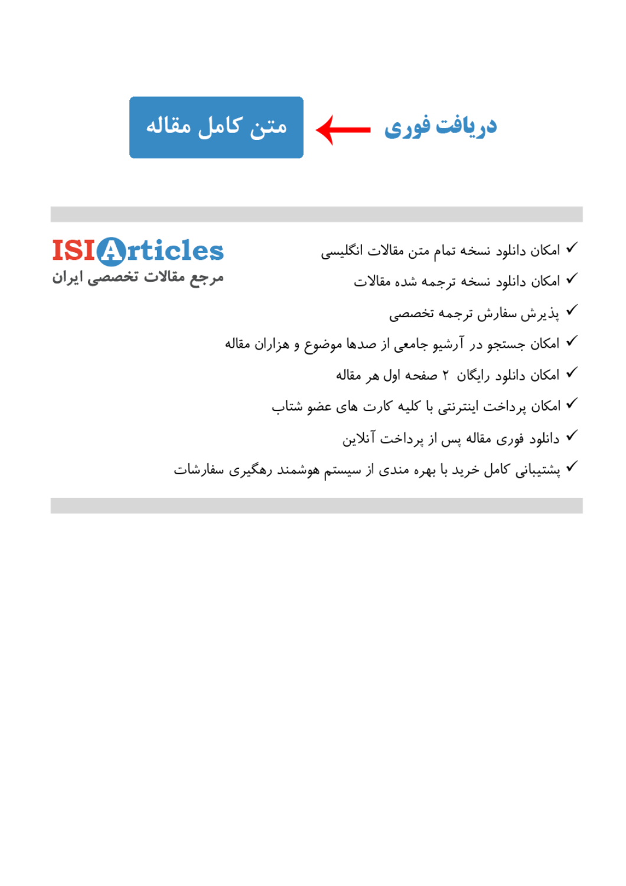دریافت فوری ← **متن کامل مقاله**

**ISIArticles**
مرجع مقالات تخصصی ایران

- ✓ امکان دانلود نسخه تمام متن مقالات انگلیسی
- ✓ امکان دانلود نسخه ترجمه شده مقالات
- ✓ پذیرش سفارش ترجمه تخصصی
- ✓ امکان جستجو در آرشیو جامعی از صدها موضوع و هزاران مقاله
- ✓ امکان دانلود رایگان ۲ صفحه اول هر مقاله
- ✓ امکان پرداخت اینترنتی با کلیه کارت های عضو شتاب
- ✓ دانلود فوری مقاله پس از پرداخت آنلاین
- ✓ پشتیبانی کامل خرید با بهره مندی از سیستم هوشمند رهگیری سفارشات